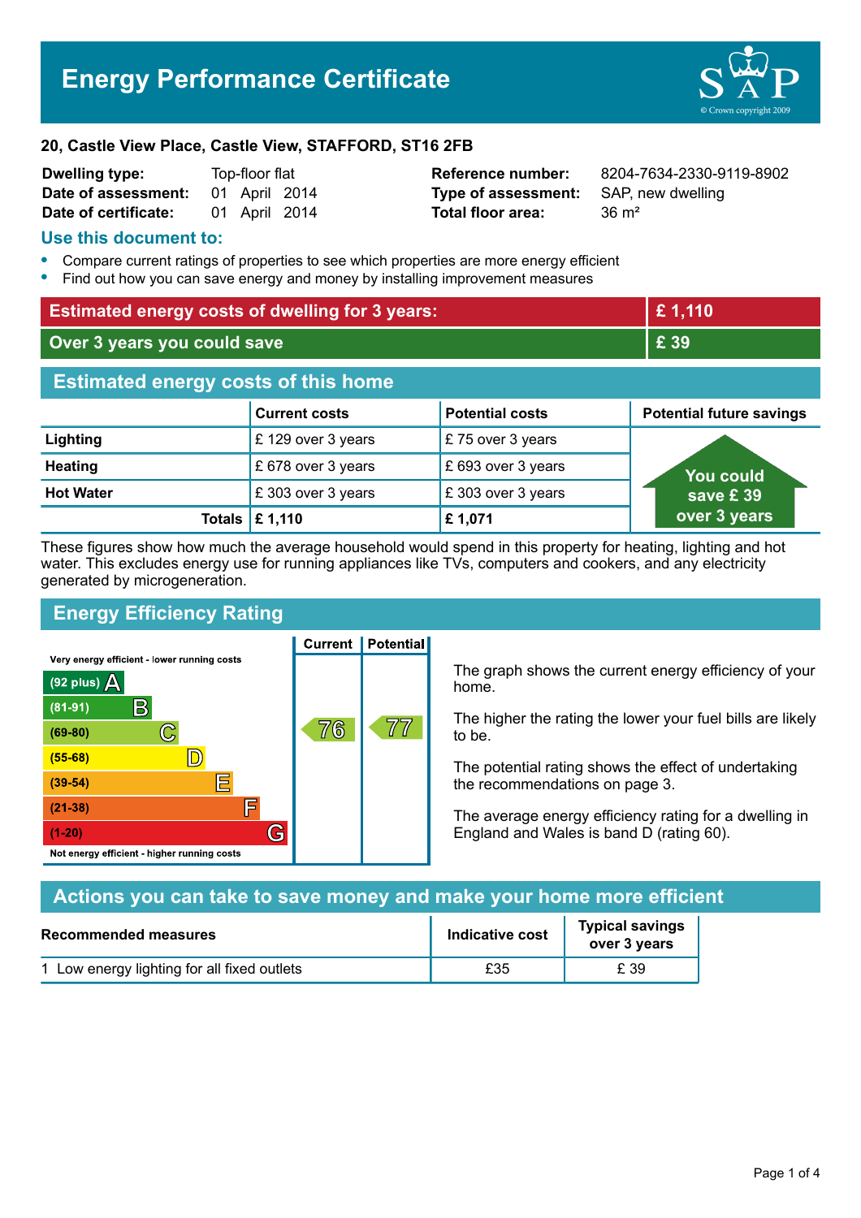# Energy Performance Certificate

**20, Castle View Place, Castle View, STAFFORD, ST16 2FB**

| | | | |
|---|---|---|---|
| **Dwelling type:** | Top-floor flat | **Reference number:** | 8204-7634-2330-9119-8902 |
| **Date of assessment:** | 01 April 2014 | **Type of assessment:** | SAP, new dwelling |
| **Date of certificate:** | 01 April 2014 | **Total floor area:** | 36 m² |

## Use this document to:

- Compare current ratings of properties to see which properties are more energy efficient
- Find out how you can save energy and money by installing improvement measures

| | |
|---|---|
| **Estimated energy costs of dwelling for 3 years:** | **£ 1,110** |
| **Over 3 years you could save** | **£ 39** |

## Estimated energy costs of this home

| | Current costs | Potential costs | Potential future savings |
|---|---|---|---|
| **Lighting** | £ 129 over 3 years | £ 75 over 3 years | You could save £ 39 over 3 years |
| **Heating** | £ 678 over 3 years | £ 693 over 3 years | |
| **Hot Water** | £ 303 over 3 years | £ 303 over 3 years | |
| **Totals** | **£ 1,110** | **£ 1,071** | |

These figures show how much the average household would spend in this property for heating, lighting and hot water. This excludes energy use for running appliances like TVs, computers and cookers, and any electricity generated by microgeneration.

## Energy Efficiency Rating

| Rating band | Current | Potential |
|---|---|---|
| Very energy efficient - lower running costs | | |
| (92 plus) A | | |
| (81-91) B | | |
| (69-80) C | 76 | 77 |
| (55-68) D | | |
| (39-54) E | | |
| (21-38) F | | |
| (1-20) G | | |
| Not energy efficient - higher running costs | | |

The graph shows the current energy efficiency of your home.

The higher the rating the lower your fuel bills are likely to be.

The potential rating shows the effect of undertaking the recommendations on page 3.

The average energy efficiency rating for a dwelling in England and Wales is band D (rating 60).

## Actions you can take to save money and make your home more efficient

| Recommended measures | Indicative cost | Typical savings over 3 years |
|---|---|---|
| 1 Low energy lighting for all fixed outlets | £35 | £ 39 |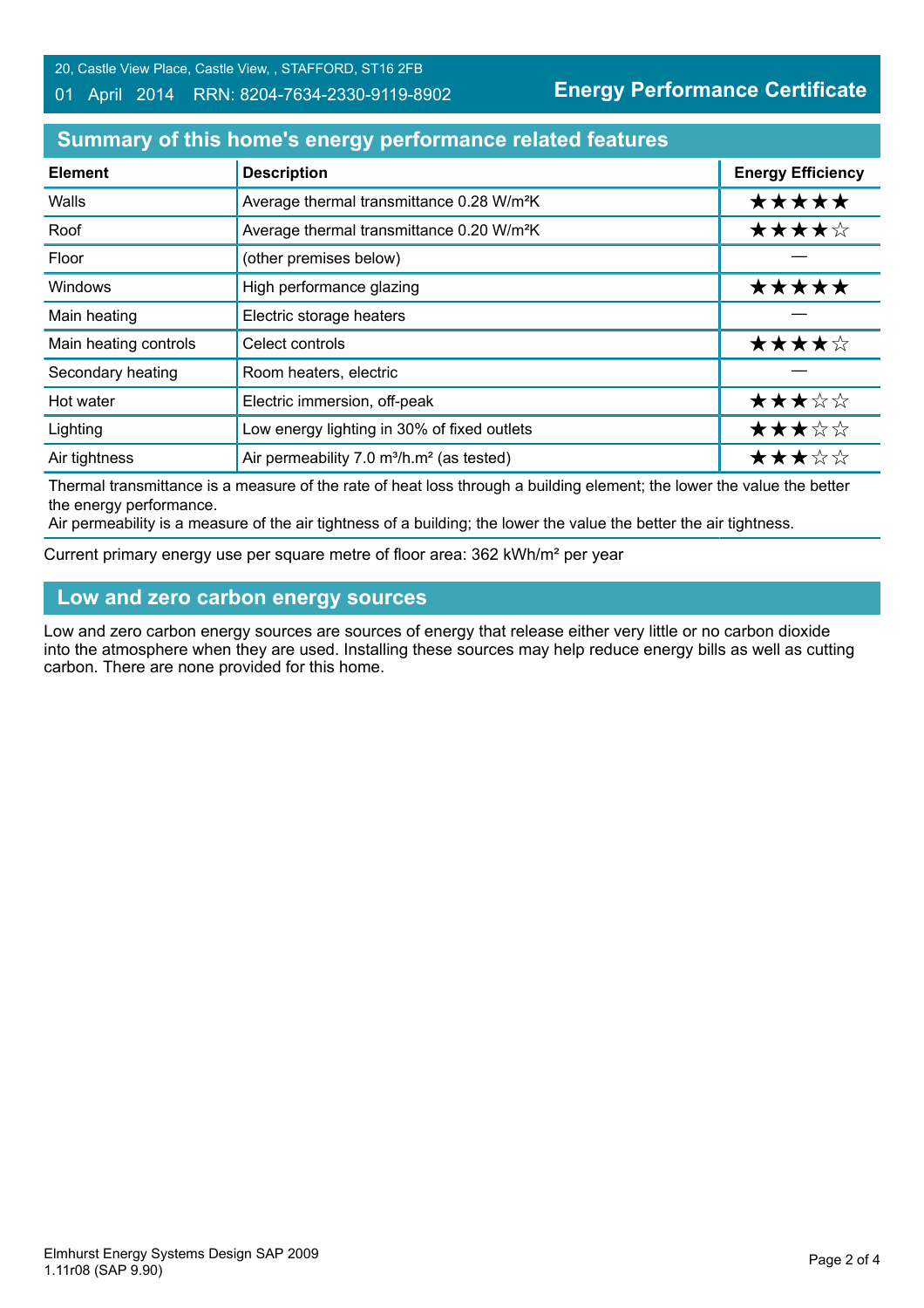## Summary of this home's energy performance related features

| Element | Description | Energy Efficiency |
|---|---|---|
| Walls | Average thermal transmittance 0.28 W/m²K | ★★★★★ |
| Roof | Average thermal transmittance 0.20 W/m²K | ★★★★☆ |
| Floor | (other premises below) | — |
| Windows | High performance glazing | ★★★★★ |
| Main heating | Electric storage heaters | — |
| Main heating controls | Celect controls | ★★★★☆ |
| Secondary heating | Room heaters, electric | — |
| Hot water | Electric immersion, off-peak | ★★★☆☆ |
| Lighting | Low energy lighting in 30% of fixed outlets | ★★★☆☆ |
| Air tightness | Air permeability 7.0 m³/h.m² (as tested) | ★★★☆☆ |

Thermal transmittance is a measure of the rate of heat loss through a building element; the lower the value the better the energy performance.
Air permeability is a measure of the air tightness of a building; the lower the value the better the air tightness.

Current primary energy use per square metre of floor area: 362 kWh/m² per year

## Low and zero carbon energy sources

Low and zero carbon energy sources are sources of energy that release either very little or no carbon dioxide into the atmosphere when they are used. Installing these sources may help reduce energy bills as well as cutting carbon. There are none provided for this home.

Elmhurst Energy Systems Design SAP 2009
1.11r08 (SAP 9.90)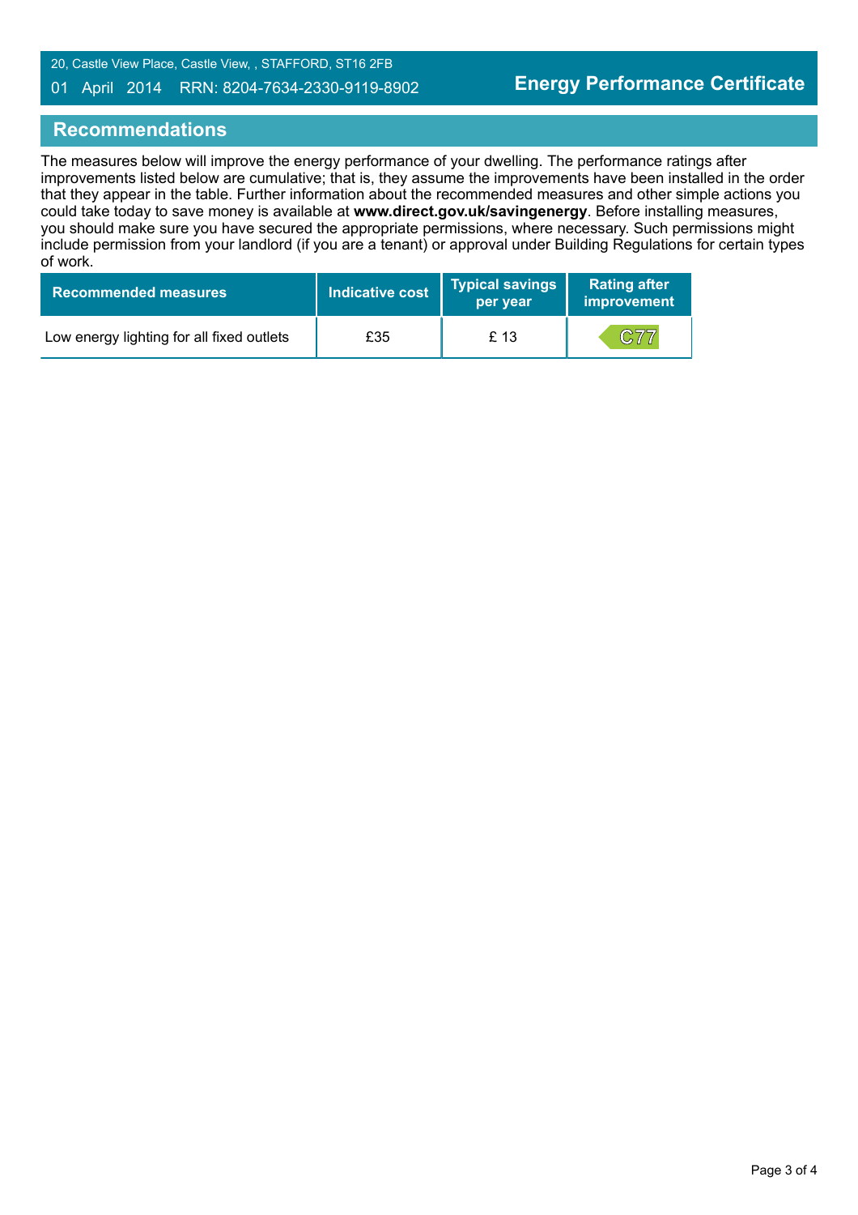## Recommendations

The measures below will improve the energy performance of your dwelling. The performance ratings after improvements listed below are cumulative; that is, they assume the improvements have been installed in the order that they appear in the table. Further information about the recommended measures and other simple actions you could take today to save money is available at **www.direct.gov.uk/savingenergy**. Before installing measures, you should make sure you have secured the appropriate permissions, where necessary. Such permissions might include permission from your landlord (if you are a tenant) or approval under Building Regulations for certain types of work.

| Recommended measures | Indicative cost | Typical savings per year | Rating after improvement |
|---|---|---|---|
| Low energy lighting for all fixed outlets | £35 | £ 13 | C77 |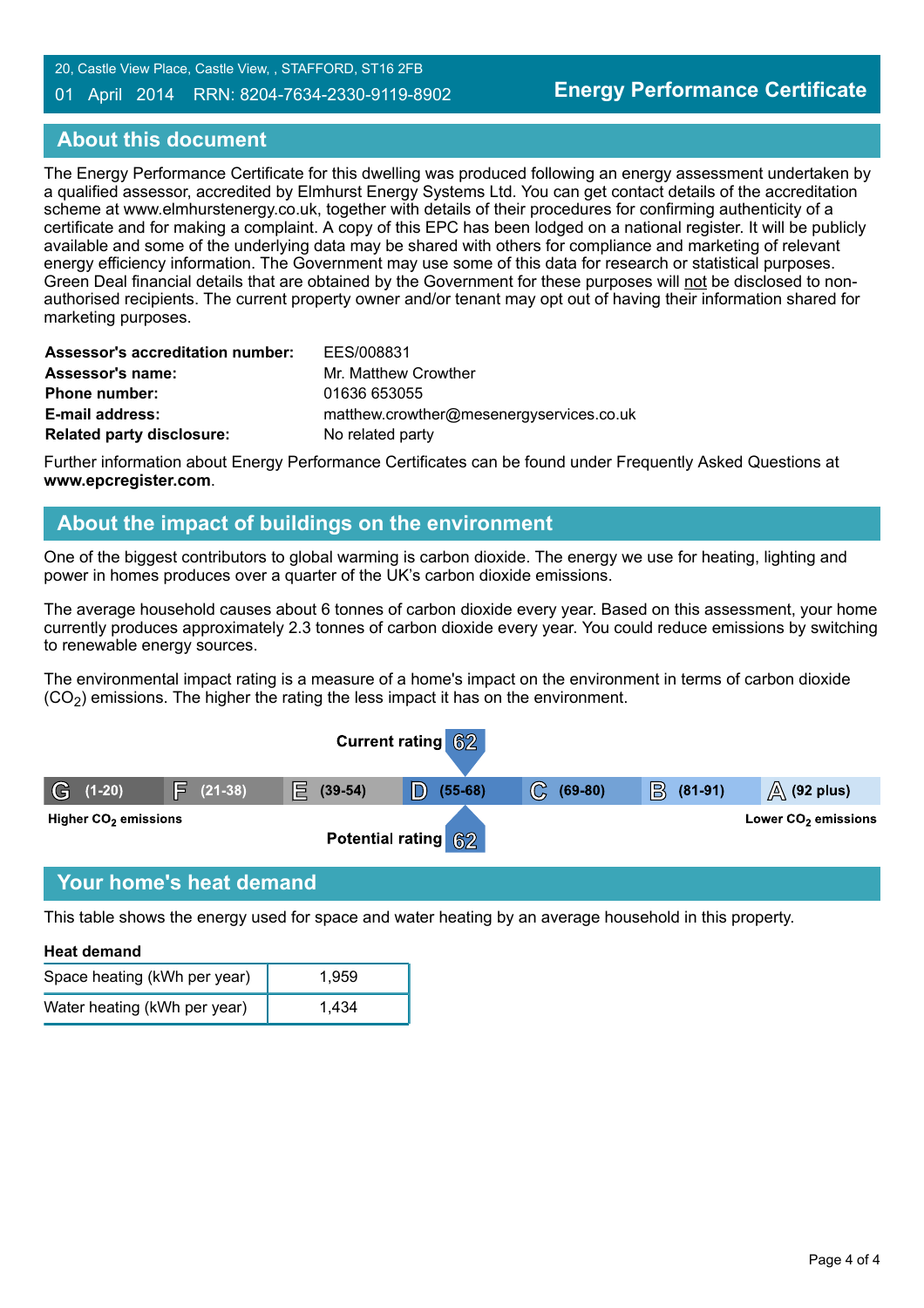20, Castle View Place, Castle View, , STAFFORD, ST16 2FB

01 April 2014 RRN: 8204-7634-2330-9119-8902

**Energy Performance Certificate**

## About this document

The Energy Performance Certificate for this dwelling was produced following an energy assessment undertaken by a qualified assessor, accredited by Elmhurst Energy Systems Ltd. You can get contact details of the accreditation scheme at www.elmhurstenergy.co.uk, together with details of their procedures for confirming authenticity of a certificate and for making a complaint. A copy of this EPC has been lodged on a national register. It will be publicly available and some of the underlying data may be shared with others for compliance and marketing of relevant energy efficiency information. The Government may use some of this data for research or statistical purposes. Green Deal financial details that are obtained by the Government for these purposes will not be disclosed to non-authorised recipients. The current property owner and/or tenant may opt out of having their information shared for marketing purposes.

| | |
|---|---|
| **Assessor's accreditation number:** | EES/008831 |
| **Assessor's name:** | Mr. Matthew Crowther |
| **Phone number:** | 01636 653055 |
| **E-mail address:** | matthew.crowther@mesenergyservices.co.uk |
| **Related party disclosure:** | No related party |

Further information about Energy Performance Certificates can be found under Frequently Asked Questions at **www.epcregister.com**.

## About the impact of buildings on the environment

One of the biggest contributors to global warming is carbon dioxide. The energy we use for heating, lighting and power in homes produces over a quarter of the UK's carbon dioxide emissions.

The average household causes about 6 tonnes of carbon dioxide every year. Based on this assessment, your home currently produces approximately 2.3 tonnes of carbon dioxide every year. You could reduce emissions by switching to renewable energy sources.

The environmental impact rating is a measure of a home's impact on the environment in terms of carbon dioxide ($CO_2$) emissions. The higher the rating the less impact it has on the environment.

Current rating 62

G (1-20) F (21-38) E (39-54) D (55-68) C (69-80) B (81-91) A (92 plus)

Higher $CO_2$ emissions

Lower $CO_2$ emissions

Potential rating 62

## Your home's heat demand

This table shows the energy used for space and water heating by an average household in this property.

**Heat demand**

| | |
|---|---|
| Space heating (kWh per year) | 1,959 |
| Water heating (kWh per year) | 1,434 |